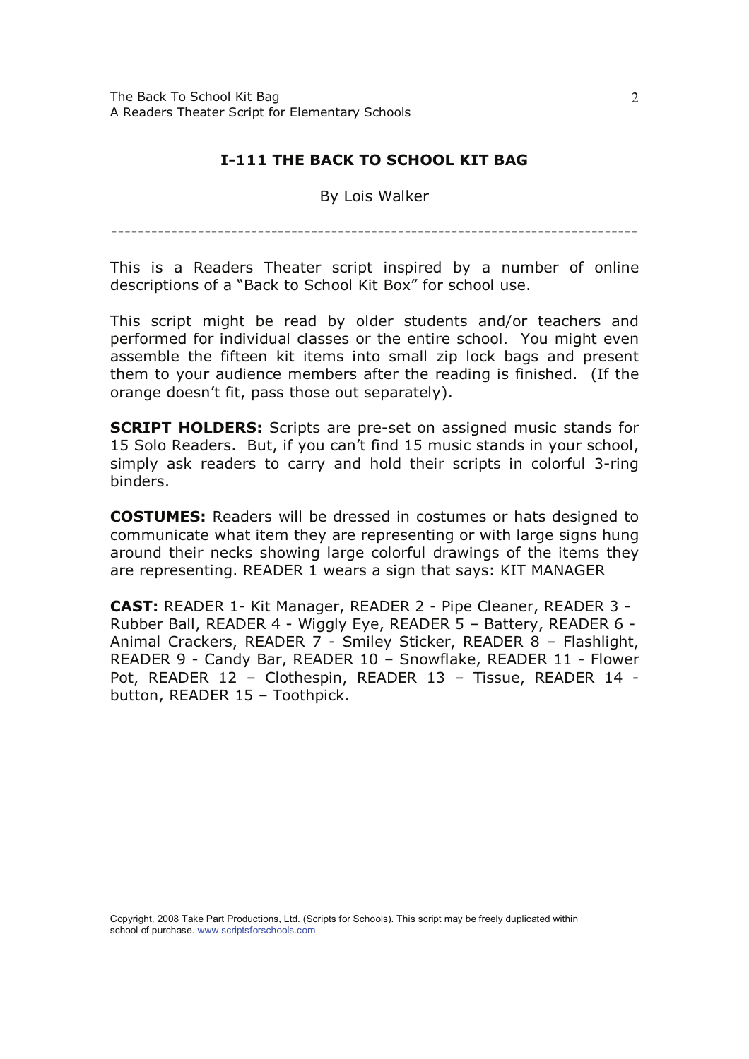# I-111 THE BACK TO SCHOOL KIT BAG

By Lois Walker

---

This is a Readers Theater script inspired by a number of online descriptions of a "Back to School Kit Box" for school use.

This script might be read by older students and/or teachers and performed for individual classes or the entire school. You might even assemble the fifteen kit items into small zip lock bags and present them to your audience members after the reading is finished. (If the orange doesn't fit, pass those out separately).

**SCRIPT HOLDERS:** Scripts are pre-set on assigned music stands for 15 Solo Readers. But, if you can't find 15 music stands in your school, simply ask readers to carry and hold their scripts in colorful 3-ring binders.

**COSTUMES:** Readers will be dressed in costumes or hats designed to communicate what item they are representing or with large signs hung around their necks showing large colorful drawings of the items they are representing. READER 1 wears a sign that says: KIT MANAGER

**CAST:** READER 1- Kit Manager, READER 2 - Pipe Cleaner, READER 3 - Rubber Ball, READER 4 - Wiggly Eye, READER 5 – Battery, READER 6 - Animal Crackers, READER 7 - Smiley Sticker, READER 8 – Flashlight, READER 9 - Candy Bar, READER 10 – Snowflake, READER 11 - Flower Pot, READER 12 – Clothespin, READER 13 – Tissue, READER 14 - button, READER 15 – Toothpick.

Copyright, 2008 Take Part Productions, Ltd. (Scripts for Schools). This script may be freely duplicated within school of purchase. www.scriptsforschools.com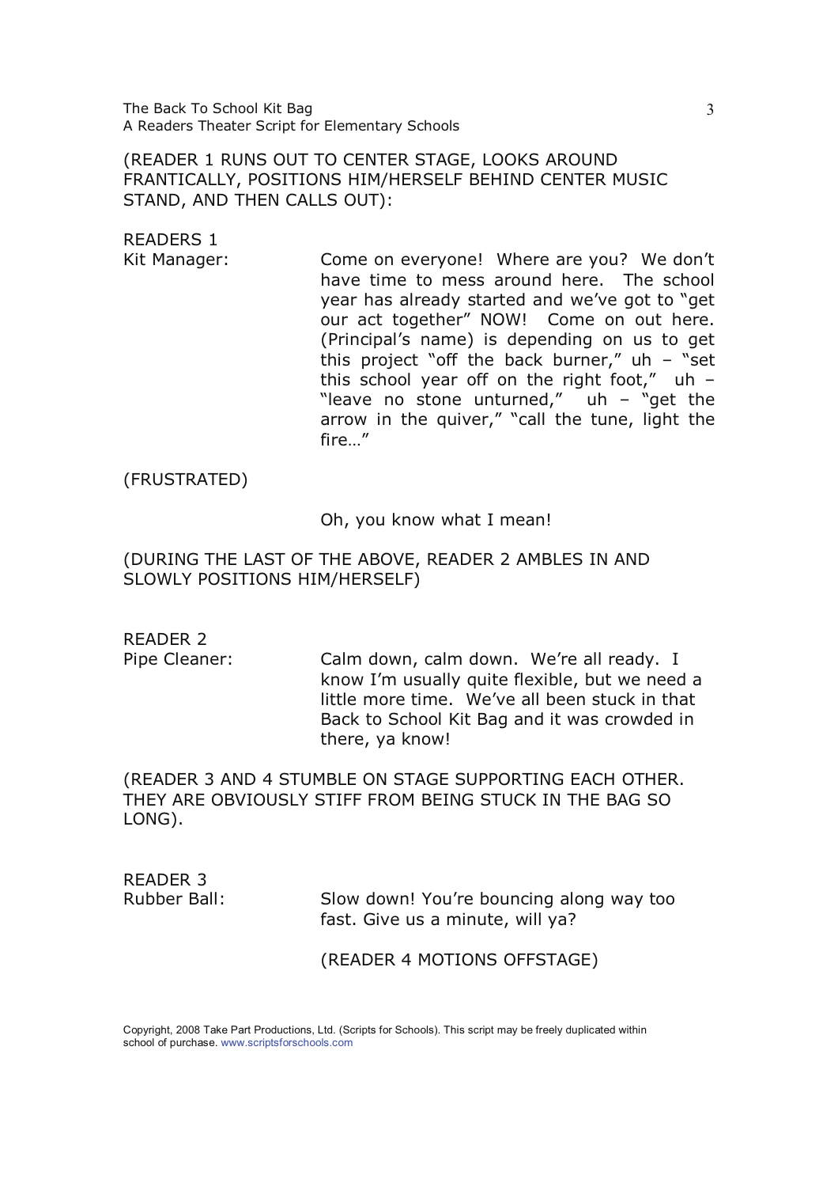(READER 1 RUNS OUT TO CENTER STAGE, LOOKS AROUND FRANTICALLY, POSITIONS HIM/HERSELF BEHIND CENTER MUSIC STAND, AND THEN CALLS OUT):

READERS 1
Kit Manager: Come on everyone! Where are you? We don't have time to mess around here. The school year has already started and we've got to "get our act together" NOW! Come on out here. (Principal's name) is depending on us to get this project "off the back burner," uh – "set this school year off on the right foot," uh – "leave no stone unturned," uh – "get the arrow in the quiver," "call the tune, light the fire…"

(FRUSTRATED)

Oh, you know what I mean!

(DURING THE LAST OF THE ABOVE, READER 2 AMBLES IN AND SLOWLY POSITIONS HIM/HERSELF)

READER 2
Pipe Cleaner: Calm down, calm down. We're all ready. I know I'm usually quite flexible, but we need a little more time. We've all been stuck in that Back to School Kit Bag and it was crowded in there, ya know!

(READER 3 AND 4 STUMBLE ON STAGE SUPPORTING EACH OTHER. THEY ARE OBVIOUSLY STIFF FROM BEING STUCK IN THE BAG SO LONG).

READER 3
Rubber Ball: Slow down! You're bouncing along way too fast. Give us a minute, will ya?

(READER 4 MOTIONS OFFSTAGE)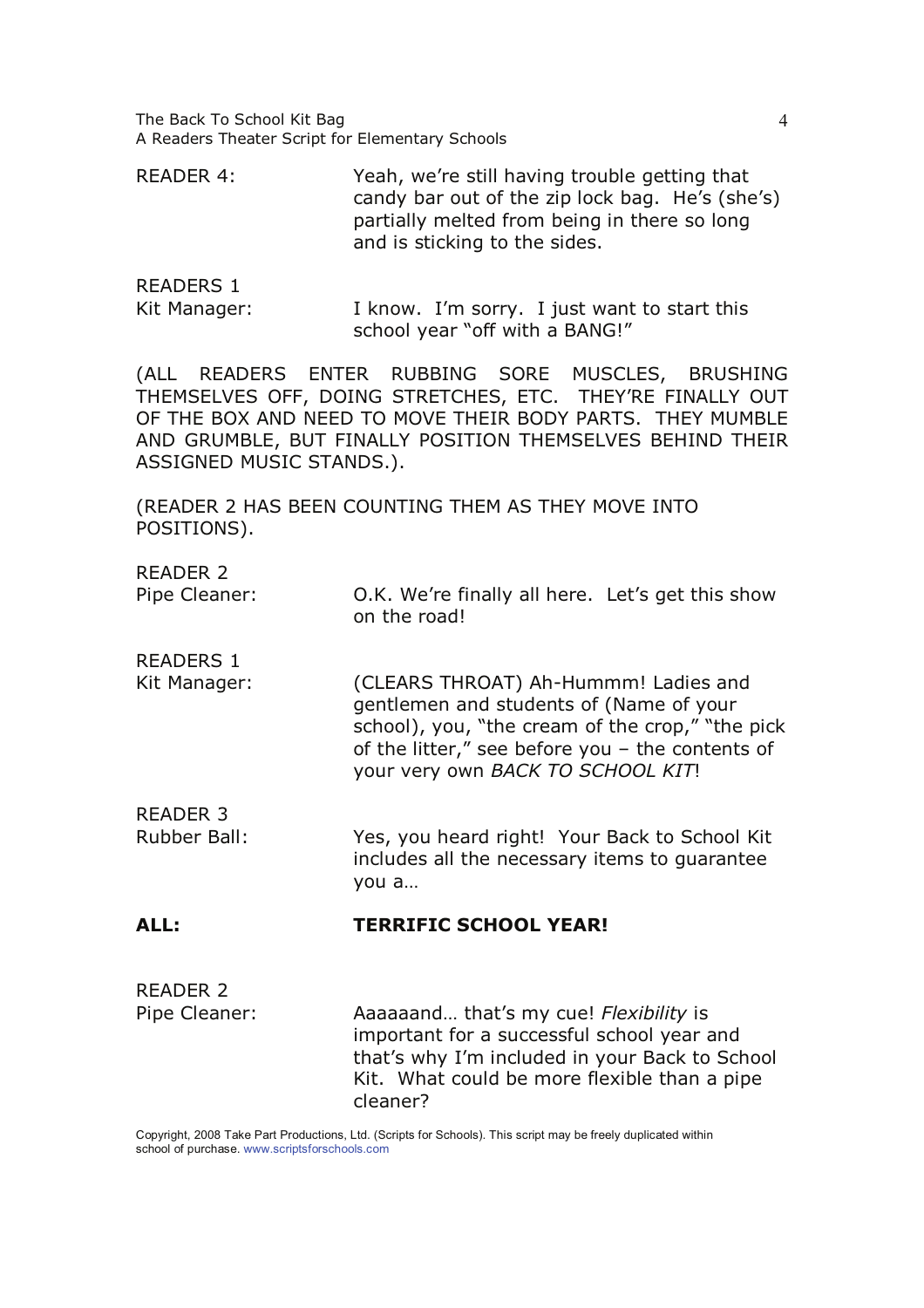READER 4: Yeah, we're still having trouble getting that candy bar out of the zip lock bag. He's (she's) partially melted from being in there so long and is sticking to the sides.

READERS 1
Kit Manager: I know. I'm sorry. I just want to start this school year "off with a BANG!"

(ALL READERS ENTER RUBBING SORE MUSCLES, BRUSHING THEMSELVES OFF, DOING STRETCHES, ETC. THEY'RE FINALLY OUT OF THE BOX AND NEED TO MOVE THEIR BODY PARTS. THEY MUMBLE AND GRUMBLE, BUT FINALLY POSITION THEMSELVES BEHIND THEIR ASSIGNED MUSIC STANDS.).

(READER 2 HAS BEEN COUNTING THEM AS THEY MOVE INTO POSITIONS).

READER 2
Pipe Cleaner: O.K. We're finally all here. Let's get this show on the road!

READERS 1
Kit Manager: (CLEARS THROAT) Ah-Hummm! Ladies and gentlemen and students of (Name of your school), you, "the cream of the crop," "the pick of the litter," see before you – the contents of your very own *BACK TO SCHOOL KIT*!

READER 3
Rubber Ball: Yes, you heard right! Your Back to School Kit includes all the necessary items to guarantee you a…

**ALL: TERRIFIC SCHOOL YEAR!**

READER 2
Pipe Cleaner: Aaaaaand… that's my cue! *Flexibility* is important for a successful school year and that's why I'm included in your Back to School Kit. What could be more flexible than a pipe cleaner?

Copyright, 2008 Take Part Productions, Ltd. (Scripts for Schools). This script may be freely duplicated within school of purchase. www.scriptsforschools.com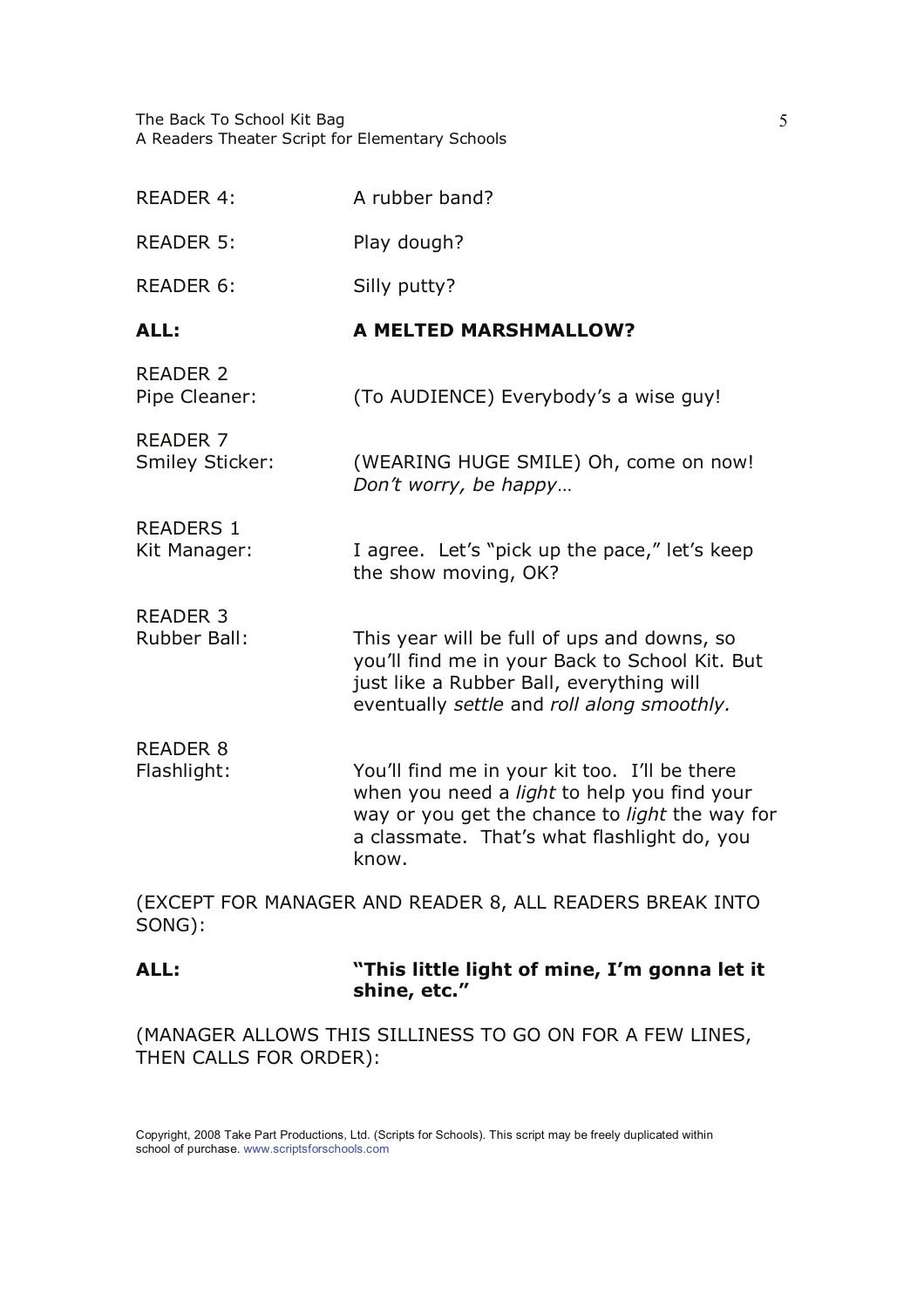READER 4: A rubber band?

READER 5: Play dough?

READER 6: Silly putty?

**ALL: A MELTED MARSHMALLOW?**

READER 2
Pipe Cleaner: (To AUDIENCE) Everybody's a wise guy!

READER 7
Smiley Sticker: (WEARING HUGE SMILE) Oh, come on now! *Don't worry, be happy…*

READERS 1
Kit Manager: I agree. Let's "pick up the pace," let's keep the show moving, OK?

READER 3
Rubber Ball: This year will be full of ups and downs, so you'll find me in your Back to School Kit. But just like a Rubber Ball, everything will eventually *settle* and *roll along smoothly.*

READER 8
Flashlight: You'll find me in your kit too. I'll be there when you need a *light* to help you find your way or you get the chance to *light* the way for a classmate. That's what flashlight do, you know.

(EXCEPT FOR MANAGER AND READER 8, ALL READERS BREAK INTO SONG):

**ALL: "This little light of mine, I'm gonna let it shine, etc."**

(MANAGER ALLOWS THIS SILLINESS TO GO ON FOR A FEW LINES, THEN CALLS FOR ORDER):

Copyright, 2008 Take Part Productions, Ltd. (Scripts for Schools). This script may be freely duplicated within school of purchase. www.scriptsforschools.com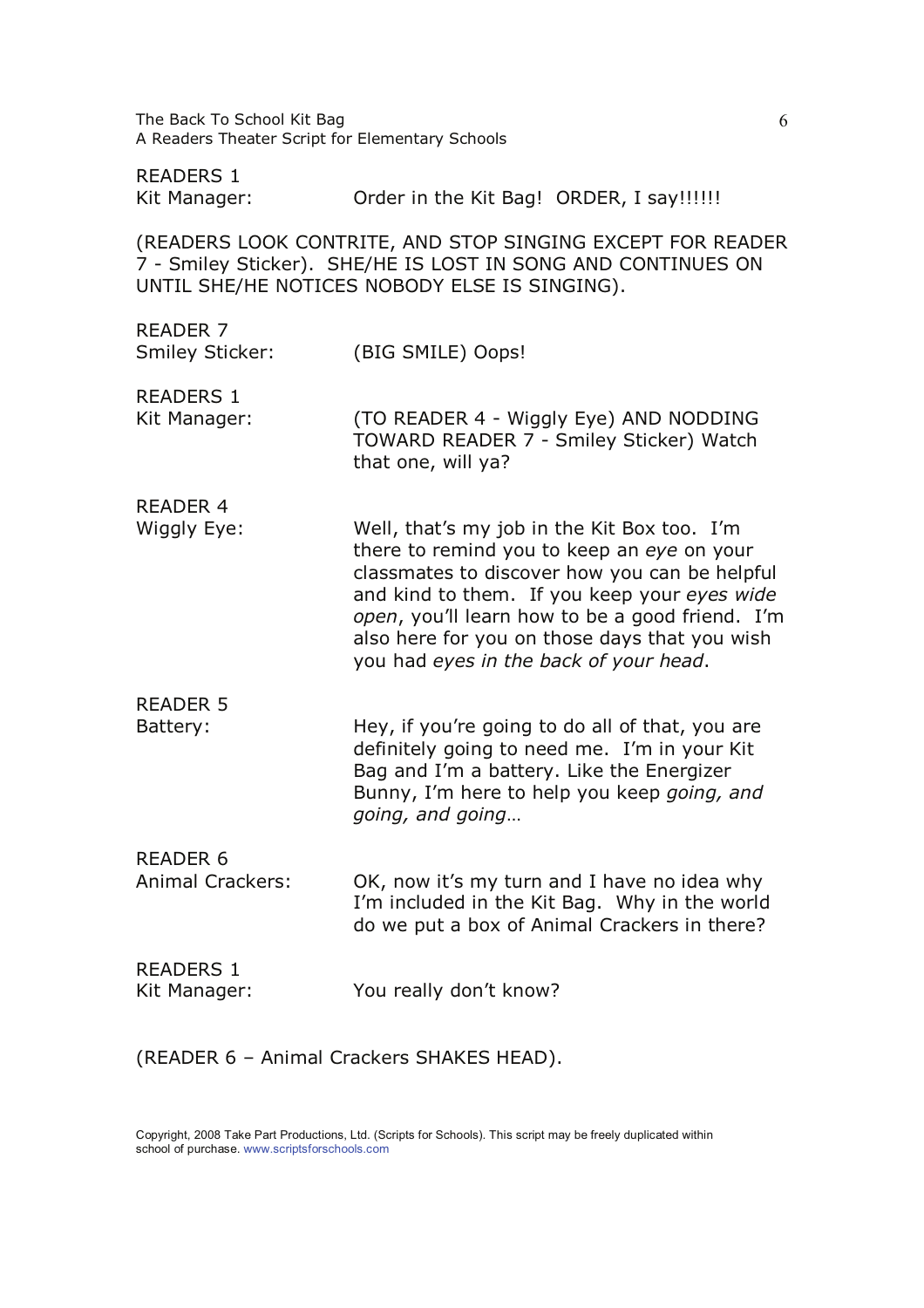READERS 1
Kit Manager: Order in the Kit Bag! ORDER, I say!!!!!!

(READERS LOOK CONTRITE, AND STOP SINGING EXCEPT FOR READER 7 - Smiley Sticker). SHE/HE IS LOST IN SONG AND CONTINUES ON UNTIL SHE/HE NOTICES NOBODY ELSE IS SINGING).

READER 7
Smiley Sticker: (BIG SMILE) Oops!

READERS 1
Kit Manager: (TO READER 4 - Wiggly Eye) AND NODDING TOWARD READER 7 - Smiley Sticker) Watch that one, will ya?

READER 4
Wiggly Eye: Well, that's my job in the Kit Box too. I'm there to remind you to keep an *eye* on your classmates to discover how you can be helpful and kind to them. If you keep your *eyes wide open*, you'll learn how to be a good friend. I'm also here for you on those days that you wish you had *eyes in the back of your head*.

READER 5
Battery: Hey, if you're going to do all of that, you are definitely going to need me. I'm in your Kit Bag and I'm a battery. Like the Energizer Bunny, I'm here to help you keep *going, and going, and going*…

READER 6
Animal Crackers: OK, now it's my turn and I have no idea why I'm included in the Kit Bag. Why in the world do we put a box of Animal Crackers in there?

READERS 1
Kit Manager: You really don't know?

(READER 6 – Animal Crackers SHAKES HEAD).

Copyright, 2008 Take Part Productions, Ltd. (Scripts for Schools). This script may be freely duplicated within school of purchase. www.scriptsforschools.com